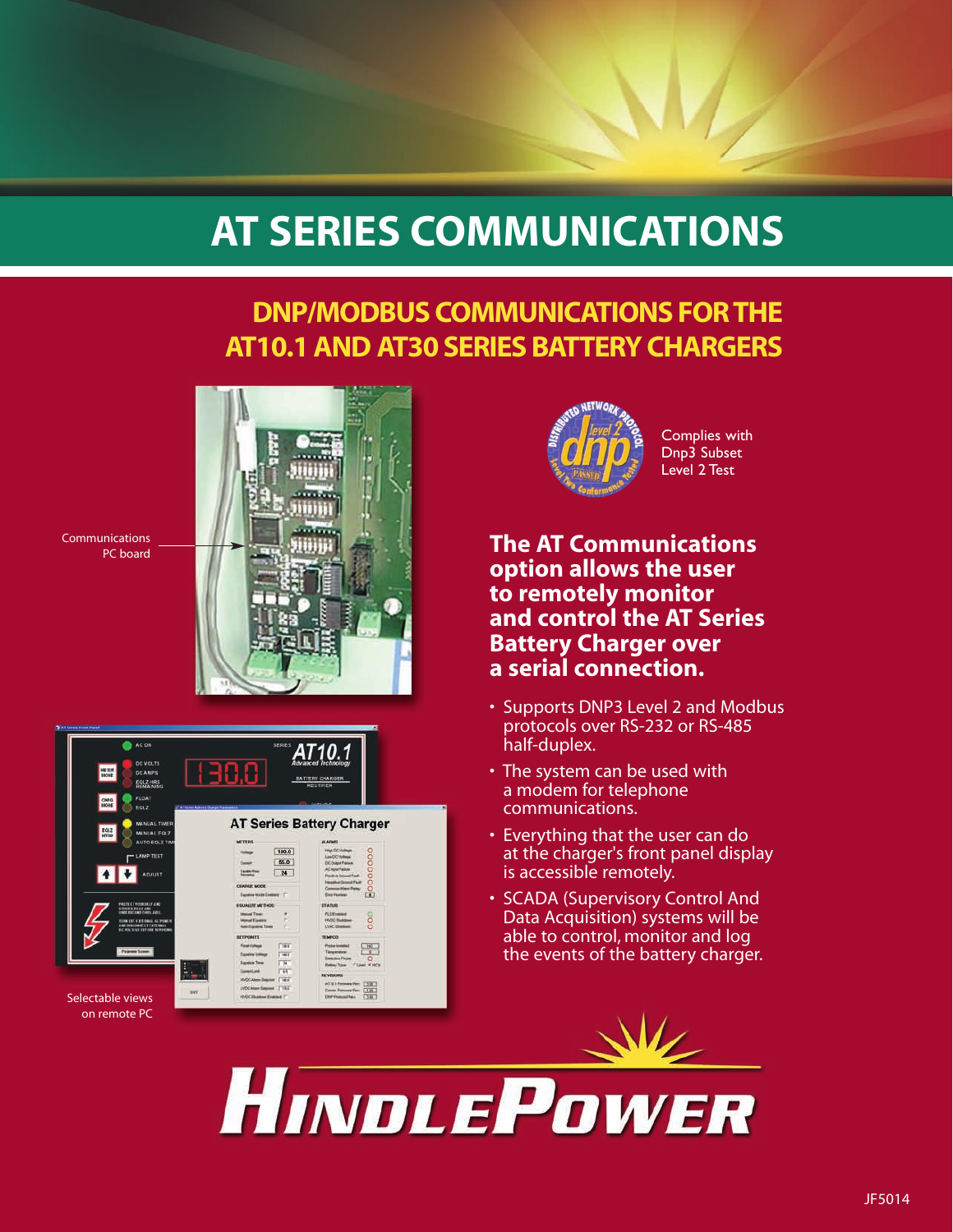# AT SERIES COMMUNICATIONS

## DNP/MODBUS COMMUNICATIONS FOR THE AT10.1 AND AT30 SERIES BATTERY CHARGERS

Communications PC board

Selectable views on remote PC

Complies with Dnp3 Subset Level 2 Test

### The AT Communications option allows the user to remotely monitor and control the AT Series Battery Charger over a serial connection.

- Supports DNP3 Level 2 and Modbus protocols over RS-232 or RS-485 half-duplex.
- The system can be used with a modem for telephone communications.
- Everything that the user can do at the charger's front panel display is accessible remotely.
- SCADA (Supervisory Control And Data Acquisition) systems will be able to control, monitor and log the events of the battery charger.

HINDLEPOWER

JF5014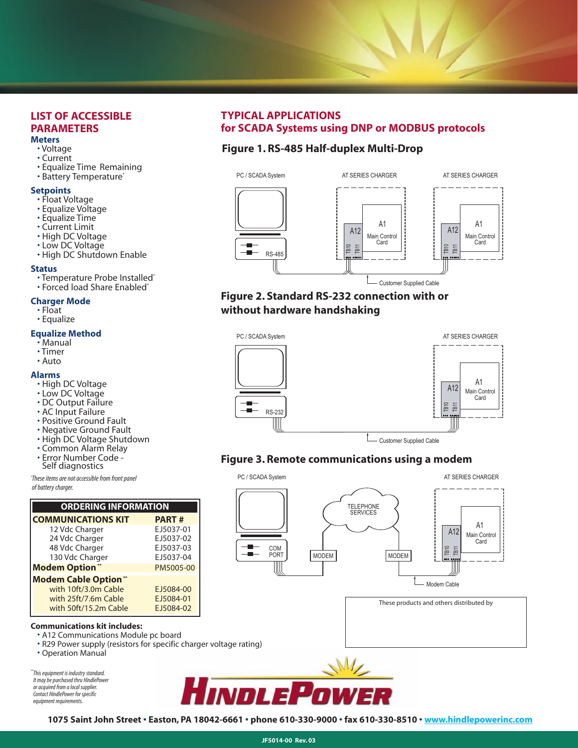## LIST OF ACCESSIBLE PARAMETERS

### Meters

- Voltage
- Current
- Equalize Time Remaining
- Battery Temperature*

### Setpoints

- Float Voltage
- Equalize Voltage
- Equalize Time
- Current Limit
- High DC Voltage
- Low DC Voltage
- High DC Shutdown Enable

### Status

- Temperature Probe Installed*
- Forced load Share Enabled*

### Charger Mode

- Float
- Equalize

### Equalize Method

- Manual
- Timer
- Auto

### Alarms

- High DC Voltage
- Low DC Voltage
- DC Output Failure
- AC Input Failure
- Positive Ground Fault
- Negative Ground Fault
- High DC Voltage Shutdown
- Common Alarm Relay
- Error Number Code - Self diagnostics

*These items are not accessible from front panel of battery charger.*

| ORDERING INFORMATION | |
|---|---|
| **COMMUNICATIONS KIT** | **PART #** |
| 12 Vdc Charger | EJ5037-01 |
| 24 Vdc Charger | EJ5037-02 |
| 48 Vdc Charger | EJ5037-03 |
| 130 Vdc Charger | EJ5037-04 |
| **Modem Option**** | PM5005-00 |
| **Modem Cable Option**** | |
| with 10ft/3.0m Cable | EJ5084-00 |
| with 25ft/7.6m Cable | EJ5084-01 |
| with 50ft/15.2m Cable | EJ5084-02 |

**Communications kit includes:**

- A12 Communications Module pc board
- R29 Power supply (resistors for specific charger voltage rating)
- Operation Manual

***This equipment is industry standard. It may be purchased thru HindlePower or acquired from a local supplier. Contact HindlePower for specific equipment requirements.*

## TYPICAL APPLICATIONS for SCADA Systems using DNP or MODBUS protocols

### Figure 1. RS-485 Half-duplex Multi-Drop

PC / SCADA System
AT SERIES CHARGER
AT SERIES CHARGER
RS-485
A12
A1 Main Control Card
TB10
TB11
Customer Supplied Cable

### Figure 2. Standard RS-232 connection with or without hardware handshaking

PC / SCADA System
AT SERIES CHARGER
RS-232
A12
A1 Main Control Card
TB10
TB11
Customer Supplied Cable

### Figure 3. Remote communications using a modem

PC / SCADA System
AT SERIES CHARGER
TELEPHONE SERVICES
COM PORT
MODEM
MODEM
A12
A1 Main Control Card
TB10
TB11
Modem Cable

These products and others distributed by

HINDLEPOWER

1075 Saint John Street • Easton, PA 18042-6661 • phone 610-330-9000 • fax 610-330-8510 • www.hindlepowerinc.com

JF5014-00 Rev. 03